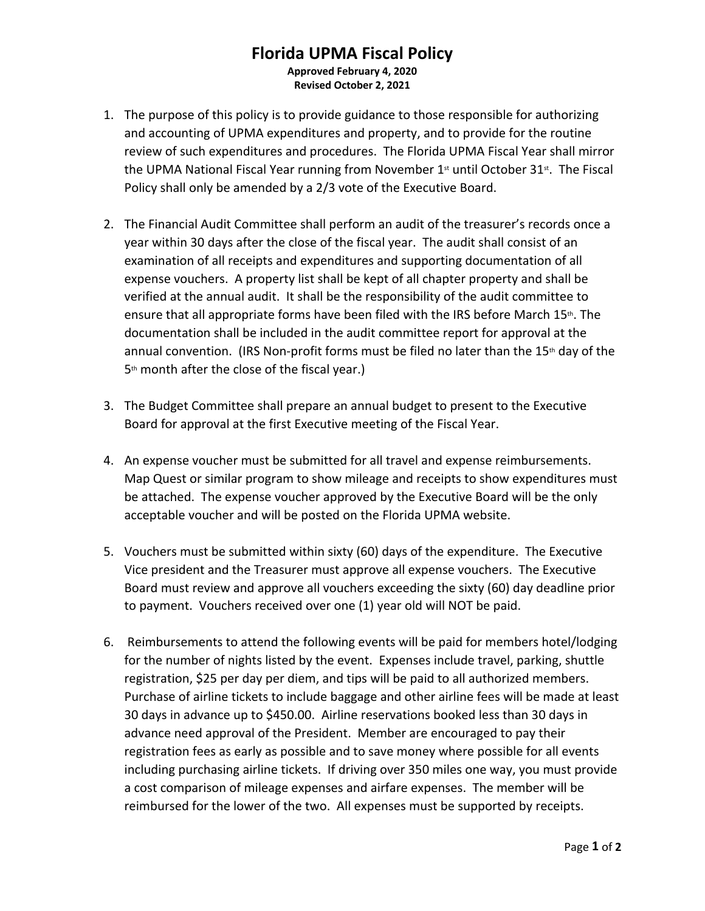# Florida UPMA Fiscal Policy

**Approved February 4, 2020**
**Revised October 2, 2021**

1. The purpose of this policy is to provide guidance to those responsible for authorizing and accounting of UPMA expenditures and property, and to provide for the routine review of such expenditures and procedures. The Florida UPMA Fiscal Year shall mirror the UPMA National Fiscal Year running from November 1st until October 31st. The Fiscal Policy shall only be amended by a 2/3 vote of the Executive Board.

2. The Financial Audit Committee shall perform an audit of the treasurer's records once a year within 30 days after the close of the fiscal year. The audit shall consist of an examination of all receipts and expenditures and supporting documentation of all expense vouchers. A property list shall be kept of all chapter property and shall be verified at the annual audit. It shall be the responsibility of the audit committee to ensure that all appropriate forms have been filed with the IRS before March 15th. The documentation shall be included in the audit committee report for approval at the annual convention. (IRS Non-profit forms must be filed no later than the 15th day of the 5th month after the close of the fiscal year.)

3. The Budget Committee shall prepare an annual budget to present to the Executive Board for approval at the first Executive meeting of the Fiscal Year.

4. An expense voucher must be submitted for all travel and expense reimbursements. Map Quest or similar program to show mileage and receipts to show expenditures must be attached. The expense voucher approved by the Executive Board will be the only acceptable voucher and will be posted on the Florida UPMA website.

5. Vouchers must be submitted within sixty (60) days of the expenditure. The Executive Vice president and the Treasurer must approve all expense vouchers. The Executive Board must review and approve all vouchers exceeding the sixty (60) day deadline prior to payment. Vouchers received over one (1) year old will NOT be paid.

6. Reimbursements to attend the following events will be paid for members hotel/lodging for the number of nights listed by the event. Expenses include travel, parking, shuttle registration, $25 per day per diem, and tips will be paid to all authorized members. Purchase of airline tickets to include baggage and other airline fees will be made at least 30 days in advance up to $450.00. Airline reservations booked less than 30 days in advance need approval of the President. Member are encouraged to pay their registration fees as early as possible and to save money where possible for all events including purchasing airline tickets. If driving over 350 miles one way, you must provide a cost comparison of mileage expenses and airfare expenses. The member will be reimbursed for the lower of the two. All expenses must be supported by receipts.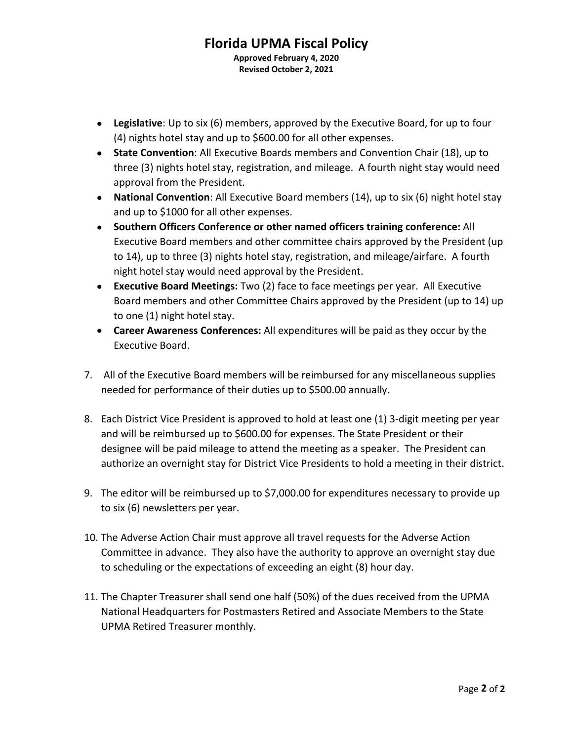# Florida UPMA Fiscal Policy

**Approved February 4, 2020**
**Revised October 2, 2021**

- **Legislative**: Up to six (6) members, approved by the Executive Board, for up to four (4) nights hotel stay and up to $600.00 for all other expenses.
- **State Convention**: All Executive Boards members and Convention Chair (18), up to three (3) nights hotel stay, registration, and mileage. A fourth night stay would need approval from the President.
- **National Convention**: All Executive Board members (14), up to six (6) night hotel stay and up to $1000 for all other expenses.
- **Southern Officers Conference or other named officers training conference:** All Executive Board members and other committee chairs approved by the President (up to 14), up to three (3) nights hotel stay, registration, and mileage/airfare. A fourth night hotel stay would need approval by the President.
- **Executive Board Meetings:** Two (2) face to face meetings per year. All Executive Board members and other Committee Chairs approved by the President (up to 14) up to one (1) night hotel stay.
- **Career Awareness Conferences:** All expenditures will be paid as they occur by the Executive Board.

7. All of the Executive Board members will be reimbursed for any miscellaneous supplies needed for performance of their duties up to $500.00 annually.

8. Each District Vice President is approved to hold at least one (1) 3-digit meeting per year and will be reimbursed up to $600.00 for expenses. The State President or their designee will be paid mileage to attend the meeting as a speaker. The President can authorize an overnight stay for District Vice Presidents to hold a meeting in their district.

9. The editor will be reimbursed up to $7,000.00 for expenditures necessary to provide up to six (6) newsletters per year.

10. The Adverse Action Chair must approve all travel requests for the Adverse Action Committee in advance. They also have the authority to approve an overnight stay due to scheduling or the expectations of exceeding an eight (8) hour day.

11. The Chapter Treasurer shall send one half (50%) of the dues received from the UPMA National Headquarters for Postmasters Retired and Associate Members to the State UPMA Retired Treasurer monthly.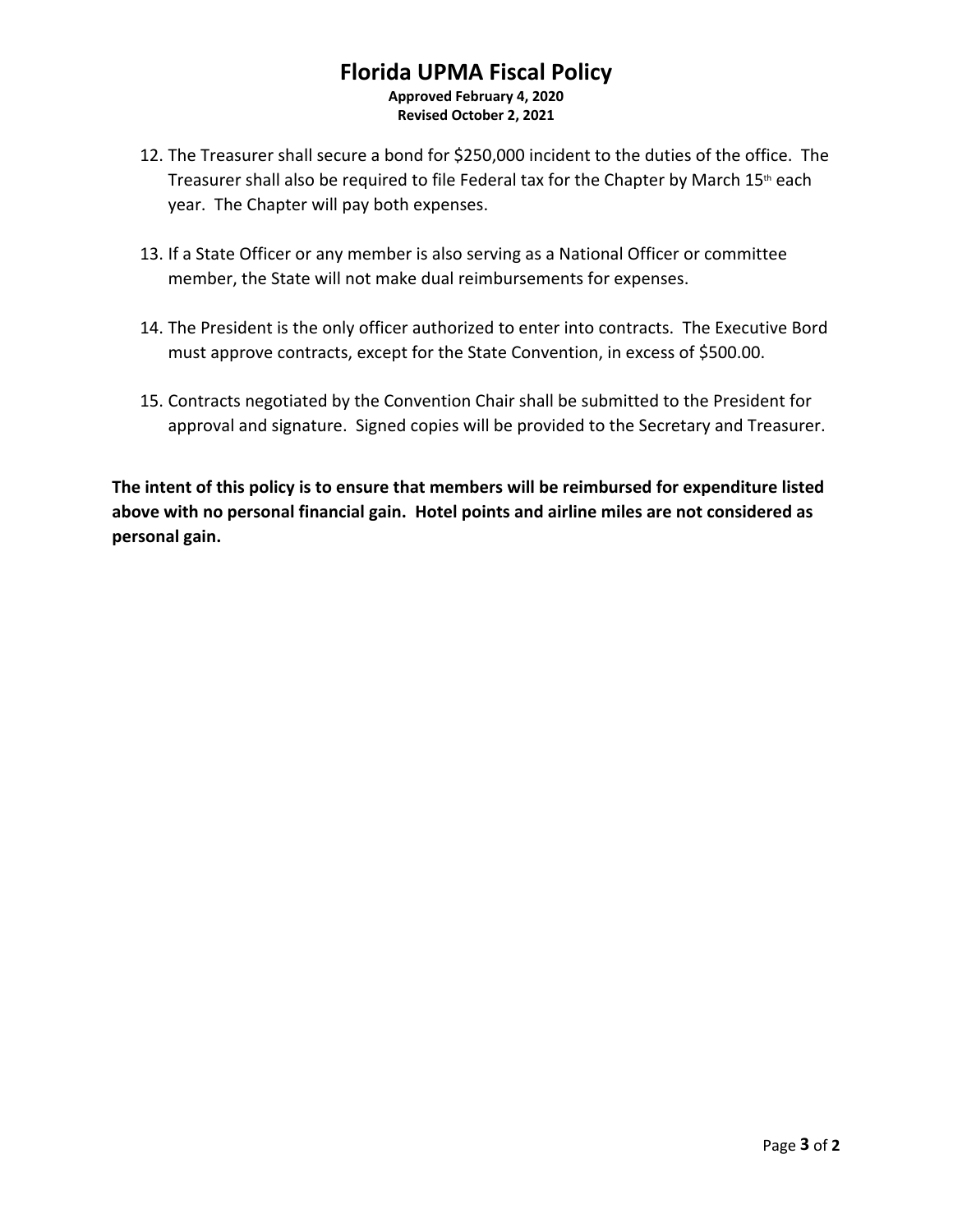12. The Treasurer shall secure a bond for $250,000 incident to the duties of the office. The Treasurer shall also be required to file Federal tax for the Chapter by March 15th each year. The Chapter will pay both expenses.

13. If a State Officer or any member is also serving as a National Officer or committee member, the State will not make dual reimbursements for expenses.

14. The President is the only officer authorized to enter into contracts. The Executive Bord must approve contracts, except for the State Convention, in excess of $500.00.

15. Contracts negotiated by the Convention Chair shall be submitted to the President for approval and signature. Signed copies will be provided to the Secretary and Treasurer.

**The intent of this policy is to ensure that members will be reimbursed for expenditure listed above with no personal financial gain. Hotel points and airline miles are not considered as personal gain.**